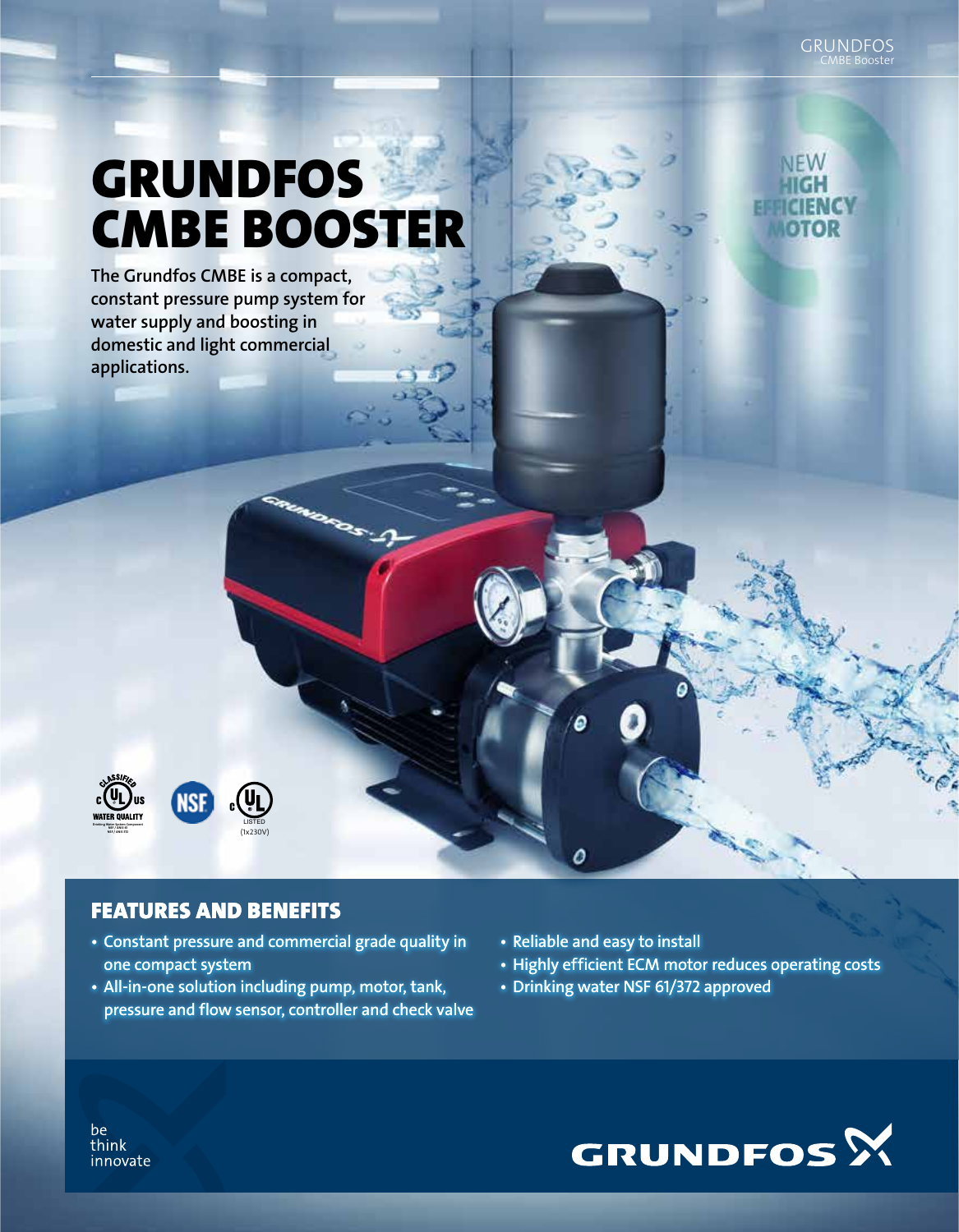# GRUNDFOS CMBE BOOSTER

**The Grundfos CMBE is a compact, constant pressure pump system for water supply and boosting in domestic and light commercial applications.**

NEW HIGH EFFICIENCY MOTOR

## FEATURES AND BENEFITS

- Constant pressure and commercial grade quality in one compact system
- All-in-one solution including pump, motor, tank, pressure and flow sensor, controller and check valve
- Reliable and easy to install
- Highly efficient ECM motor reduces operating costs
- Drinking water NSF 61/372 approved

be think innovate

GRUNDFOS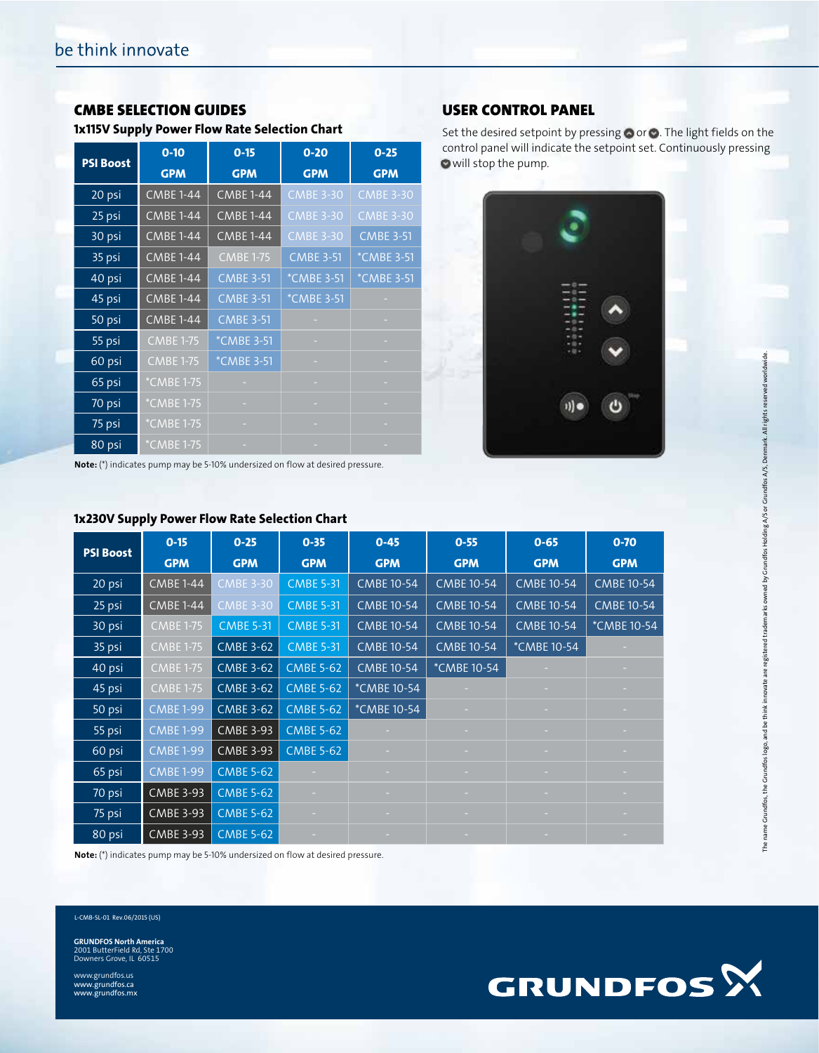## CMBE SELECTION GUIDES

### 1x115V Supply Power Flow Rate Selection Chart

| PSI Boost | 0-10 GPM | 0-15 GPM | 0-20 GPM | 0-25 GPM |
|---|---|---|---|---|
| 20 psi | CMBE 1-44 | CMBE 1-44 | CMBE 3-30 | CMBE 3-30 |
| 25 psi | CMBE 1-44 | CMBE 1-44 | CMBE 3-30 | CMBE 3-30 |
| 30 psi | CMBE 1-44 | CMBE 1-44 | CMBE 3-30 | CMBE 3-51 |
| 35 psi | CMBE 1-44 | CMBE 1-75 | CMBE 3-51 | *CMBE 3-51 |
| 40 psi | CMBE 1-44 | CMBE 3-51 | *CMBE 3-51 | *CMBE 3-51 |
| 45 psi | CMBE 1-44 | CMBE 3-51 | *CMBE 3-51 | - |
| 50 psi | CMBE 1-44 | CMBE 3-51 | - | - |
| 55 psi | CMBE 1-75 | *CMBE 3-51 | - | - |
| 60 psi | CMBE 1-75 | *CMBE 3-51 | - | - |
| 65 psi | *CMBE 1-75 | - | - | - |
| 70 psi | *CMBE 1-75 | - | - | - |
| 75 psi | *CMBE 1-75 | - | - | - |
| 80 psi | *CMBE 1-75 | - | - | - |

**Note:** (*) indicates pump may be 5-10% undersized on flow at desired pressure.

## USER CONTROL PANEL

Set the desired setpoint by pressing ⌃ or ⌄. The light fields on the control panel will indicate the setpoint set. Continuously pressing ⌄ will stop the pump.

### 1x230V Supply Power Flow Rate Selection Chart

| PSI Boost | 0-15 GPM | 0-25 GPM | 0-35 GPM | 0-45 GPM | 0-55 GPM | 0-65 GPM | 0-70 GPM |
|---|---|---|---|---|---|---|---|
| 20 psi | CMBE 1-44 | CMBE 3-30 | CMBE 5-31 | CMBE 10-54 | CMBE 10-54 | CMBE 10-54 | CMBE 10-54 |
| 25 psi | CMBE 1-44 | CMBE 3-30 | CMBE 5-31 | CMBE 10-54 | CMBE 10-54 | CMBE 10-54 | CMBE 10-54 |
| 30 psi | CMBE 1-75 | CMBE 5-31 | CMBE 5-31 | CMBE 10-54 | CMBE 10-54 | CMBE 10-54 | *CMBE 10-54 |
| 35 psi | CMBE 1-75 | CMBE 3-62 | CMBE 5-31 | CMBE 10-54 | CMBE 10-54 | *CMBE 10-54 | - |
| 40 psi | CMBE 1-75 | CMBE 3-62 | CMBE 5-62 | CMBE 10-54 | *CMBE 10-54 | - | - |
| 45 psi | CMBE 1-75 | CMBE 3-62 | CMBE 5-62 | *CMBE 10-54 | - | - | - |
| 50 psi | CMBE 1-99 | CMBE 3-62 | CMBE 5-62 | *CMBE 10-54 | - | - | - |
| 55 psi | CMBE 1-99 | CMBE 3-93 | CMBE 5-62 | - | - | - | - |
| 60 psi | CMBE 1-99 | CMBE 3-93 | CMBE 5-62 | - | - | - | - |
| 65 psi | CMBE 1-99 | CMBE 5-62 | - | - | - | - | - |
| 70 psi | CMBE 3-93 | CMBE 5-62 | - | - | - | - | - |
| 75 psi | CMBE 3-93 | CMBE 5-62 | - | - | - | - | - |
| 80 psi | CMBE 3-93 | CMBE 5-62 | - | - | - | - | - |

**Note:** (*) indicates pump may be 5-10% undersized on flow at desired pressure.

The name Grundfos, the Grundfos logo, and be think innovate are registered trademarks owned by Grundfos Holding A/S or Grundfos A/S, Denmark. All rights reserved worldwide.

L-CMB-SL-01 Rev.06/2015 (US)

**GRUNDFOS North America**
2001 ButterField Rd, Ste 1700
Downers Grove, IL 60515

www.grundfos.us
www.grundfos.ca
www.grundfos.mx